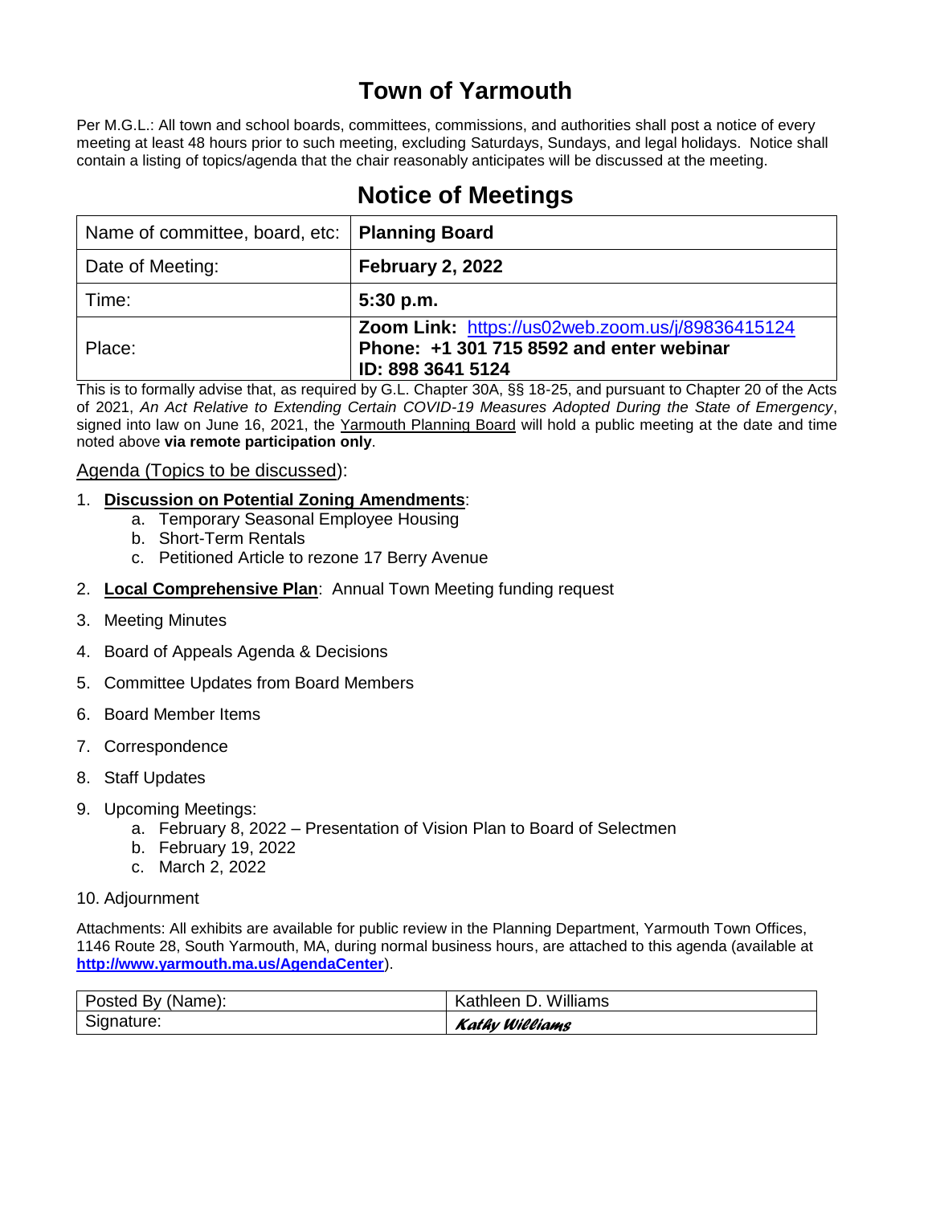# Town of Yarmouth

Per M.G.L.: All town and school boards, committees, commissions, and authorities shall post a notice of every meeting at least 48 hours prior to such meeting, excluding Saturdays, Sundays, and legal holidays. Notice shall contain a listing of topics/agenda that the chair reasonably anticipates will be discussed at the meeting.

## Notice of Meetings

| Name of committee, board, etc: | **Planning Board** |
|---|---|
| Date of Meeting: | **February 2, 2022** |
| Time: | **5:30 p.m.** |
| Place: | **Zoom Link:** https://us02web.zoom.us/j/89836415124 **Phone: +1 301 715 8592 and enter webinar ID: 898 3641 5124** |

This is to formally advise that, as required by G.L. Chapter 30A, §§ 18-25, and pursuant to Chapter 20 of the Acts of 2021, *An Act Relative to Extending Certain COVID-19 Measures Adopted During the State of Emergency*, signed into law on June 16, 2021, the Yarmouth Planning Board will hold a public meeting at the date and time noted above **via remote participation only**.

Agenda (Topics to be discussed):

1. **Discussion on Potential Zoning Amendments**:
   a. Temporary Seasonal Employee Housing
   b. Short-Term Rentals
   c. Petitioned Article to rezone 17 Berry Avenue
2. **Local Comprehensive Plan**: Annual Town Meeting funding request
3. Meeting Minutes
4. Board of Appeals Agenda & Decisions
5. Committee Updates from Board Members
6. Board Member Items
7. Correspondence
8. Staff Updates
9. Upcoming Meetings:
   a. February 8, 2022 – Presentation of Vision Plan to Board of Selectmen
   b. February 19, 2022
   c. March 2, 2022
10. Adjournment

Attachments: All exhibits are available for public review in the Planning Department, Yarmouth Town Offices, 1146 Route 28, South Yarmouth, MA, during normal business hours, are attached to this agenda (available at **http://www.yarmouth.ma.us/AgendaCenter**).

| Posted By (Name): | Kathleen D. Williams |
|---|---|
| Signature: | *Kathy Williams* |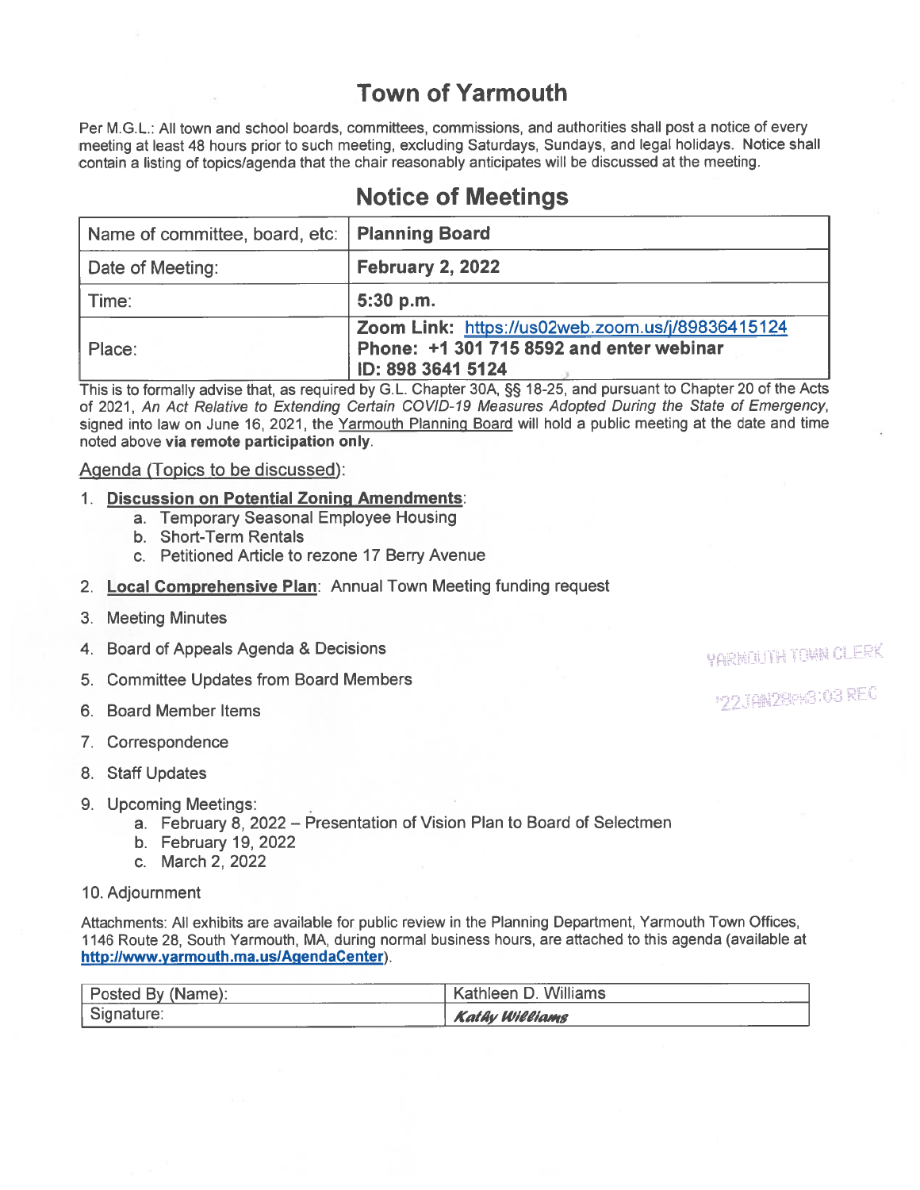# Town of Yarmouth

Per M.G.L.: All town and school boards, committees, commissions, and authorities shall post a notice of every meeting at least 48 hours prior to such meeting, excluding Saturdays, Sundays, and legal holidays. Notice shall contain a listing of topics/agenda that the chair reasonably anticipates will be discussed at the meeting.

## Notice of Meetings

| Name of committee, board, etc: | **Planning Board** |
|---|---|
| Date of Meeting: | **February 2, 2022** |
| Time: | **5:30 p.m.** |
| Place: | **Zoom Link: https://us02web.zoom.us/j/89836415124** **Phone: +1 301 715 8592 and enter webinar ID: 898 3641 5124** |

This is to formally advise that, as required by G.L. Chapter 30A, §§ 18-25, and pursuant to Chapter 20 of the Acts of 2021, *An Act Relative to Extending Certain COVID-19 Measures Adopted During the State of Emergency*, signed into law on June 16, 2021, the Yarmouth Planning Board will hold a public meeting at the date and time noted above **via remote participation only**.

Agenda (Topics to be discussed):

1. **Discussion on Potential Zoning Amendments**:
   a. Temporary Seasonal Employee Housing
   b. Short-Term Rentals
   c. Petitioned Article to rezone 17 Berry Avenue
2. **Local Comprehensive Plan**: Annual Town Meeting funding request
3. Meeting Minutes
4. Board of Appeals Agenda & Decisions
5. Committee Updates from Board Members
6. Board Member Items
7. Correspondence
8. Staff Updates
9. Upcoming Meetings:
   a. February 8, 2022 – Presentation of Vision Plan to Board of Selectmen
   b. February 19, 2022
   c. March 2, 2022
10. Adjournment

YARMOUTH TOWN CLERK
'22JAN28PM3:03 REC

Attachments: All exhibits are available for public review in the Planning Department, Yarmouth Town Offices, 1146 Route 28, South Yarmouth, MA, during normal business hours, are attached to this agenda (available at **http://www.yarmouth.ma.us/AgendaCenter**).

| Posted By (Name): | Kathleen D. Williams |
|---|---|
| Signature: | *Kathy Williams* |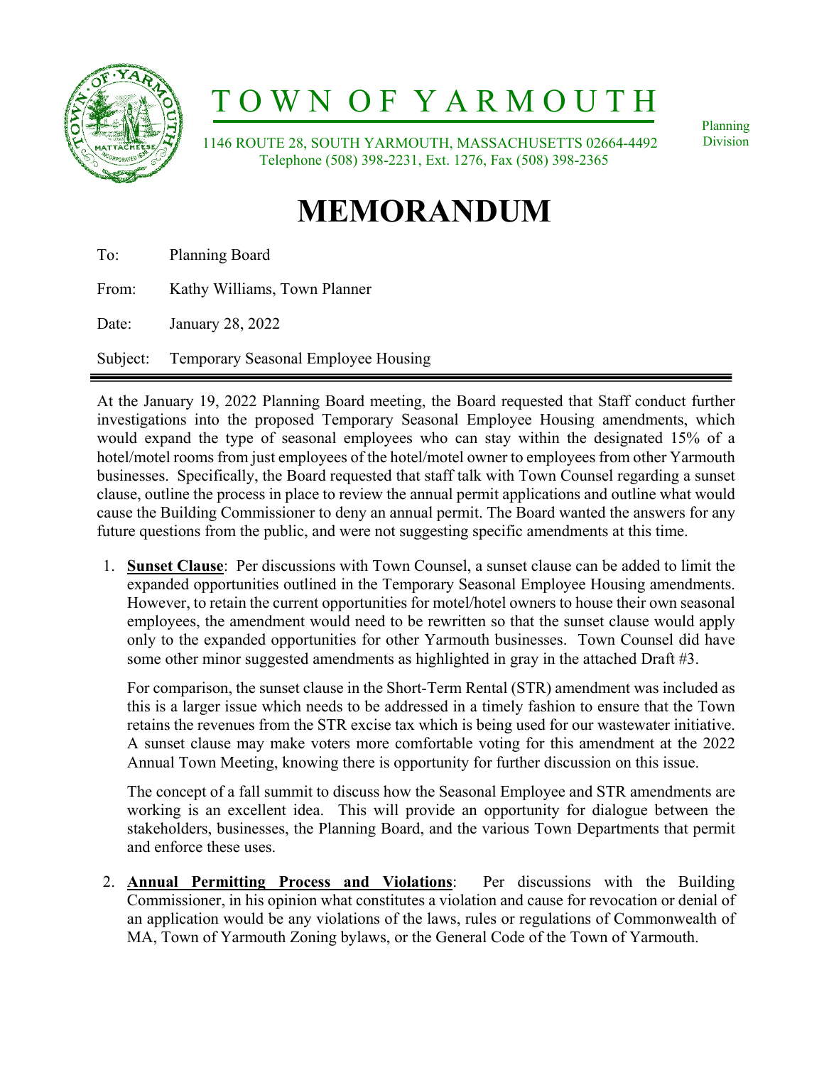# TOWN OF YARMOUTH

1146 ROUTE 28, SOUTH YARMOUTH, MASSACHUSETTS 02664-4492
Telephone (508) 398-2231, Ext. 1276, Fax (508) 398-2365

Planning Division

# MEMORANDUM

To: Planning Board

From: Kathy Williams, Town Planner

Date: January 28, 2022

Subject: Temporary Seasonal Employee Housing

---

At the January 19, 2022 Planning Board meeting, the Board requested that Staff conduct further investigations into the proposed Temporary Seasonal Employee Housing amendments, which would expand the type of seasonal employees who can stay within the designated 15% of a hotel/motel rooms from just employees of the hotel/motel owner to employees from other Yarmouth businesses. Specifically, the Board requested that staff talk with Town Counsel regarding a sunset clause, outline the process in place to review the annual permit applications and outline what would cause the Building Commissioner to deny an annual permit. The Board wanted the answers for any future questions from the public, and were not suggesting specific amendments at this time.

1. **Sunset Clause**: Per discussions with Town Counsel, a sunset clause can be added to limit the expanded opportunities outlined in the Temporary Seasonal Employee Housing amendments. However, to retain the current opportunities for motel/hotel owners to house their own seasonal employees, the amendment would need to be rewritten so that the sunset clause would apply only to the expanded opportunities for other Yarmouth businesses. Town Counsel did have some other minor suggested amendments as highlighted in gray in the attached Draft #3.

   For comparison, the sunset clause in the Short-Term Rental (STR) amendment was included as this is a larger issue which needs to be addressed in a timely fashion to ensure that the Town retains the revenues from the STR excise tax which is being used for our wastewater initiative. A sunset clause may make voters more comfortable voting for this amendment at the 2022 Annual Town Meeting, knowing there is opportunity for further discussion on this issue.

   The concept of a fall summit to discuss how the Seasonal Employee and STR amendments are working is an excellent idea. This will provide an opportunity for dialogue between the stakeholders, businesses, the Planning Board, and the various Town Departments that permit and enforce these uses.

2. **Annual Permitting Process and Violations**: Per discussions with the Building Commissioner, in his opinion what constitutes a violation and cause for revocation or denial of an application would be any violations of the laws, rules or regulations of Commonwealth of MA, Town of Yarmouth Zoning bylaws, or the General Code of the Town of Yarmouth.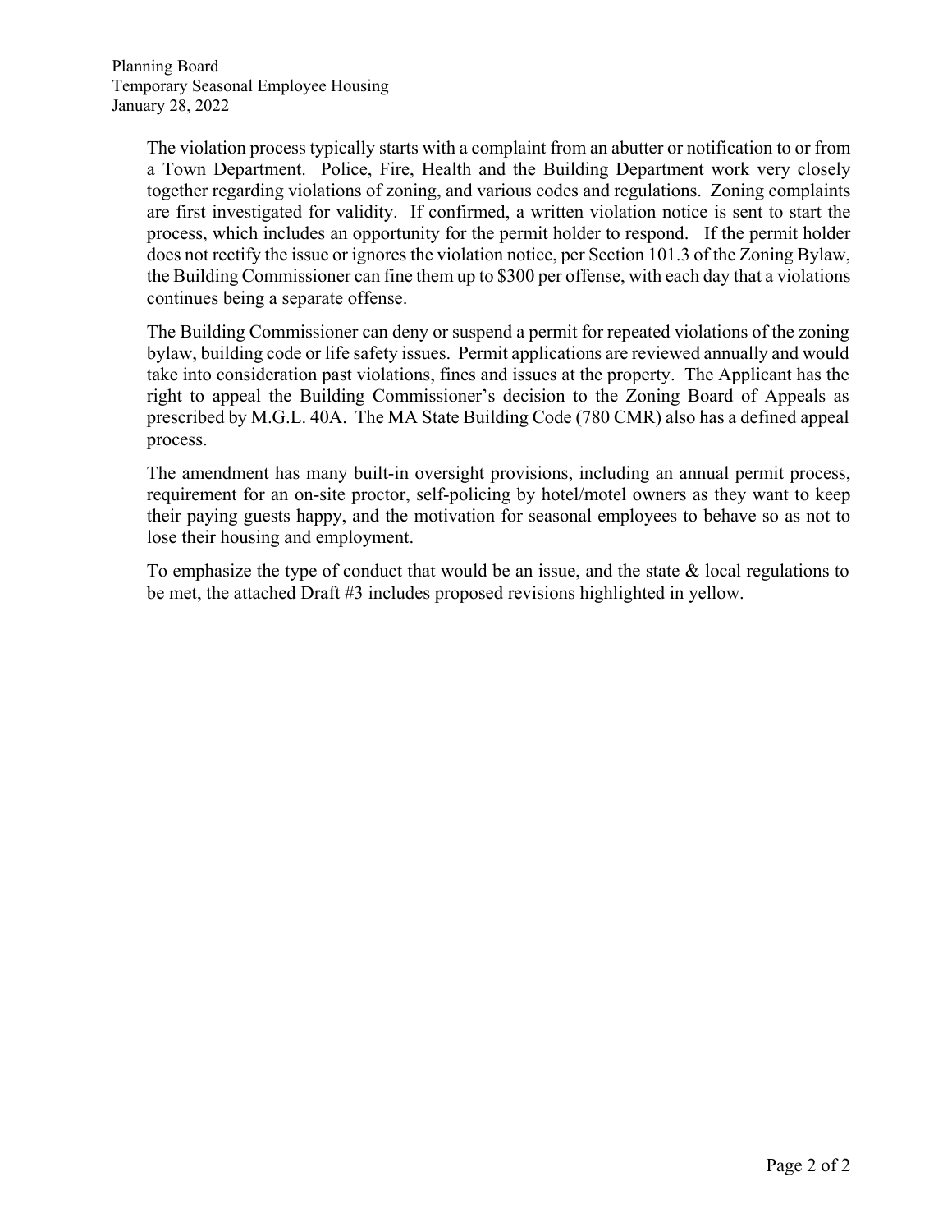The violation process typically starts with a complaint from an abutter or notification to or from a Town Department. Police, Fire, Health and the Building Department work very closely together regarding violations of zoning, and various codes and regulations. Zoning complaints are first investigated for validity. If confirmed, a written violation notice is sent to start the process, which includes an opportunity for the permit holder to respond. If the permit holder does not rectify the issue or ignores the violation notice, per Section 101.3 of the Zoning Bylaw, the Building Commissioner can fine them up to $300 per offense, with each day that a violations continues being a separate offense.

The Building Commissioner can deny or suspend a permit for repeated violations of the zoning bylaw, building code or life safety issues. Permit applications are reviewed annually and would take into consideration past violations, fines and issues at the property. The Applicant has the right to appeal the Building Commissioner's decision to the Zoning Board of Appeals as prescribed by M.G.L. 40A. The MA State Building Code (780 CMR) also has a defined appeal process.

The amendment has many built-in oversight provisions, including an annual permit process, requirement for an on-site proctor, self-policing by hotel/motel owners as they want to keep their paying guests happy, and the motivation for seasonal employees to behave so as not to lose their housing and employment.

To emphasize the type of conduct that would be an issue, and the state & local regulations to be met, the attached Draft #3 includes proposed revisions highlighted in yellow.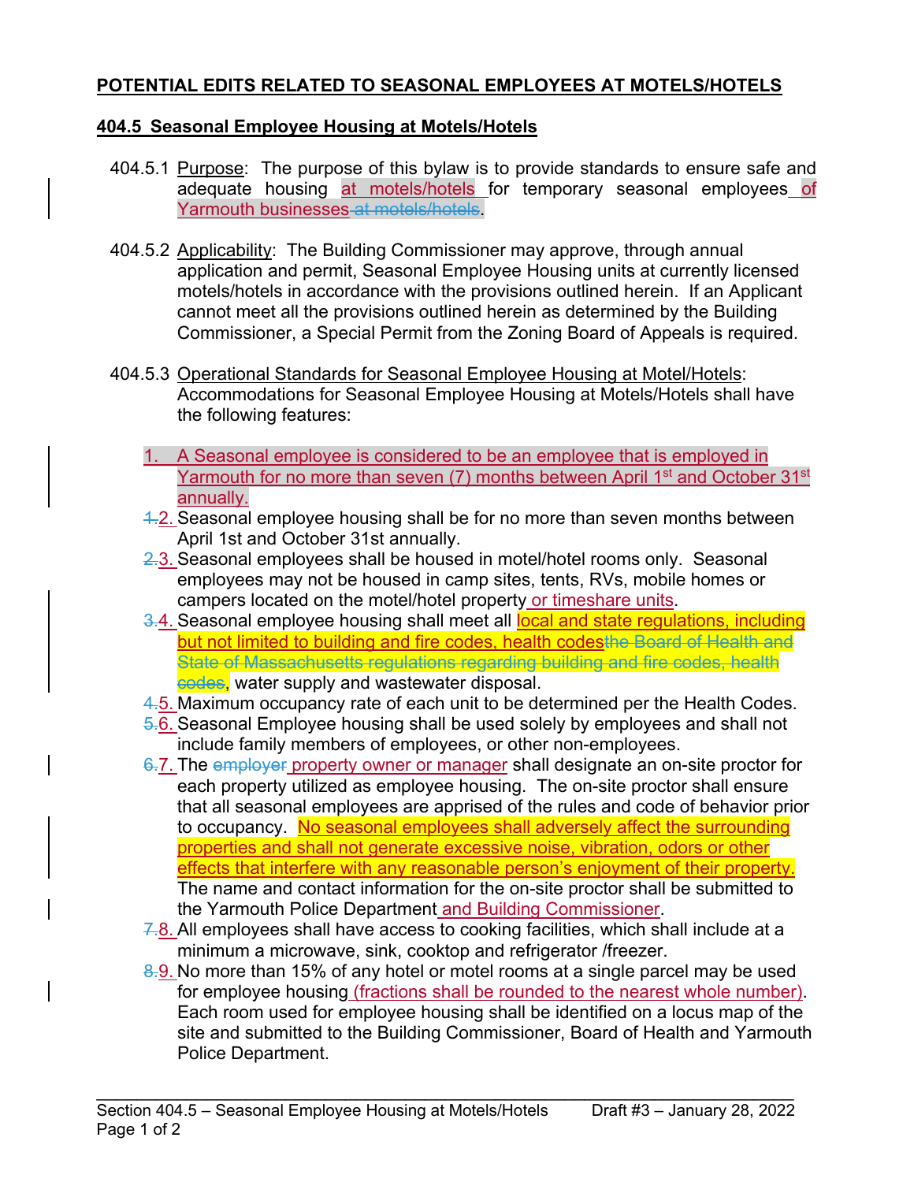**POTENTIAL EDITS RELATED TO SEASONAL EMPLOYEES AT MOTELS/HOTELS**

## 404.5 Seasonal Employee Housing at Motels/Hotels

404.5.1 Purpose: The purpose of this bylaw is to provide standards to ensure safe and adequate housing at motels/hotels for temporary seasonal employees of Yarmouth businesses ~~at motels/hotels~~.

404.5.2 Applicability: The Building Commissioner may approve, through annual application and permit, Seasonal Employee Housing units at currently licensed motels/hotels in accordance with the provisions outlined herein. If an Applicant cannot meet all the provisions outlined herein as determined by the Building Commissioner, a Special Permit from the Zoning Board of Appeals is required.

404.5.3 Operational Standards for Seasonal Employee Housing at Motel/Hotels: Accommodations for Seasonal Employee Housing at Motels/Hotels shall have the following features:

1. A Seasonal employee is considered to be an employee that is employed in Yarmouth for no more than seven (7) months between April 1st and October 31st annually.
2. ~~1.~~ Seasonal employee housing shall be for no more than seven months between April 1st and October 31st annually.
3. ~~2.~~ Seasonal employees shall be housed in motel/hotel rooms only. Seasonal employees may not be housed in camp sites, tents, RVs, mobile homes or campers located on the motel/hotel property or timeshare units.
4. ~~3.~~ Seasonal employee housing shall meet all local and state regulations, including but not limited to building and fire codes, health codes~~the Board of Health and State of Massachusetts regulations regarding building and fire codes, health codes~~, water supply and wastewater disposal.
5. ~~4.~~ Maximum occupancy rate of each unit to be determined per the Health Codes.
6. ~~5.~~ Seasonal Employee housing shall be used solely by employees and shall not include family members of employees, or other non-employees.
7. ~~6.~~ The ~~employer~~ property owner or manager shall designate an on-site proctor for each property utilized as employee housing. The on-site proctor shall ensure that all seasonal employees are apprised of the rules and code of behavior prior to occupancy. No seasonal employees shall adversely affect the surrounding properties and shall not generate excessive noise, vibration, odors or other effects that interfere with any reasonable person's enjoyment of their property. The name and contact information for the on-site proctor shall be submitted to the Yarmouth Police Department and Building Commissioner.
8. ~~7.~~ All employees shall have access to cooking facilities, which shall include at a minimum a microwave, sink, cooktop and refrigerator /freezer.
9. ~~8.~~ No more than 15% of any hotel or motel rooms at a single parcel may be used for employee housing (fractions shall be rounded to the nearest whole number). Each room used for employee housing shall be identified on a locus map of the site and submitted to the Building Commissioner, Board of Health and Yarmouth Police Department.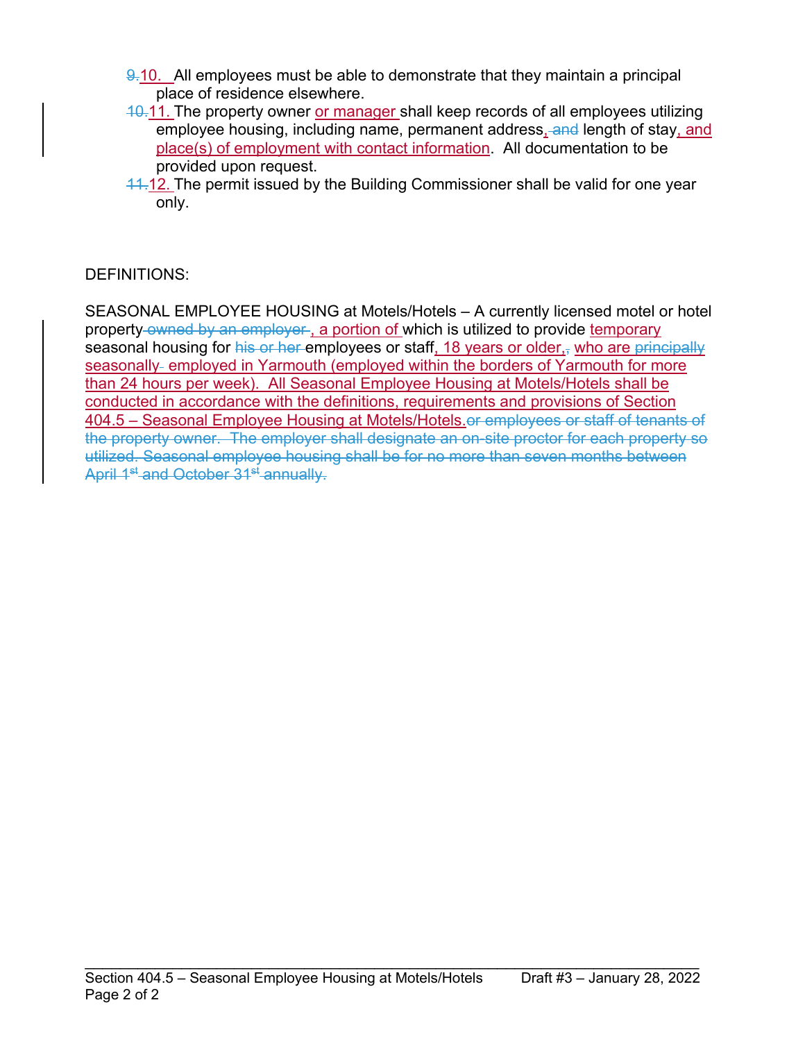~~9.~~10. All employees must be able to demonstrate that they maintain a principal place of residence elsewhere.

~~10.~~11. The property owner or manager shall keep records of all employees utilizing employee housing, including name, permanent address, ~~and~~ length of stay, and place(s) of employment with contact information. All documentation to be provided upon request.

~~11.~~12. The permit issued by the Building Commissioner shall be valid for one year only.

DEFINITIONS:

SEASONAL EMPLOYEE HOUSING at Motels/Hotels – A currently licensed motel or hotel property ~~owned by an employer~~, a portion of which is utilized to provide temporary seasonal housing for ~~his or her~~ employees or staff, 18 years or older, who are ~~principally~~ seasonally employed in Yarmouth (employed within the borders of Yarmouth for more than 24 hours per week). All Seasonal Employee Housing at Motels/Hotels shall be conducted in accordance with the definitions, requirements and provisions of Section 404.5 – Seasonal Employee Housing at Motels/Hotels. ~~or employees or staff of tenants of the property owner. The employer shall designate an on-site proctor for each property so utilized. Seasonal employee housing shall be for no more than seven months between April 1st and October 31st annually.~~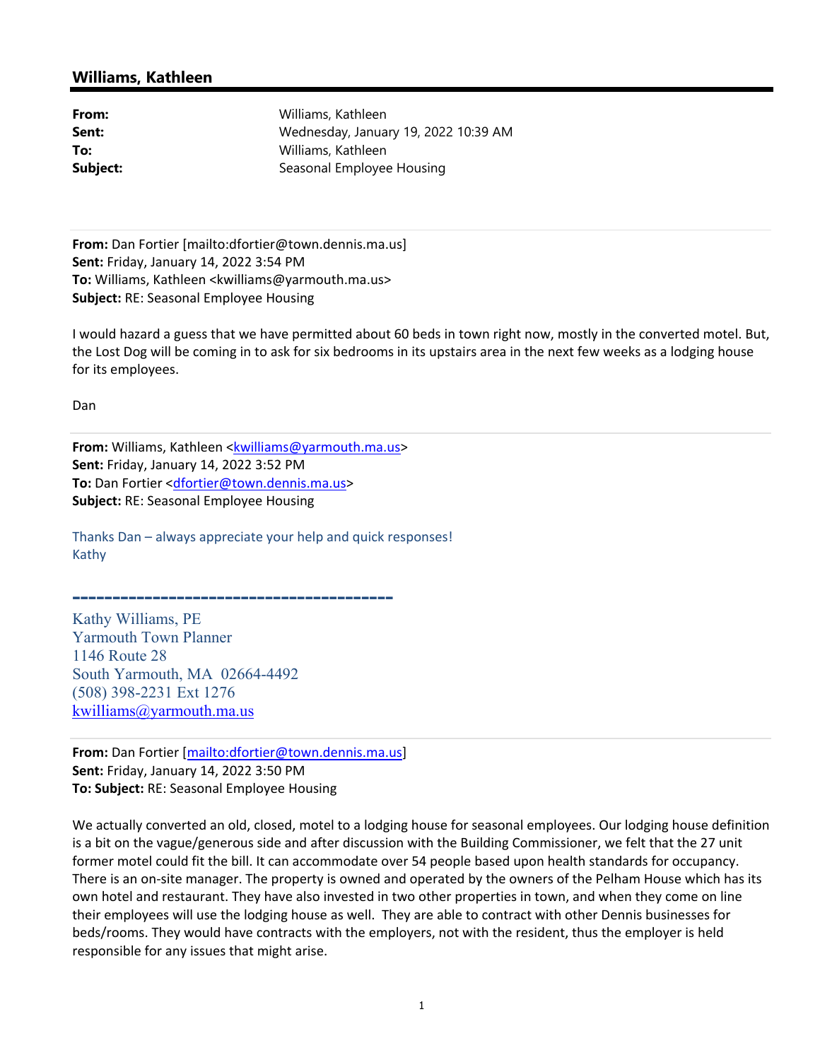## Williams, Kathleen

| | |
|---|---|
| **From:** | Williams, Kathleen |
| **Sent:** | Wednesday, January 19, 2022 10:39 AM |
| **To:** | Williams, Kathleen |
| **Subject:** | Seasonal Employee Housing |

---

**From:** Dan Fortier [mailto:dfortier@town.dennis.ma.us]
**Sent:** Friday, January 14, 2022 3:54 PM
**To:** Williams, Kathleen <kwilliams@yarmouth.ma.us>
**Subject:** RE: Seasonal Employee Housing

I would hazard a guess that we have permitted about 60 beds in town right now, mostly in the converted motel. But, the Lost Dog will be coming in to ask for six bedrooms in its upstairs area in the next few weeks as a lodging house for its employees.

Dan

---

**From:** Williams, Kathleen <kwilliams@yarmouth.ma.us>
**Sent:** Friday, January 14, 2022 3:52 PM
**To:** Dan Fortier <dfortier@town.dennis.ma.us>
**Subject:** RE: Seasonal Employee Housing

Thanks Dan – always appreciate your help and quick responses!
Kathy

---------------------------------------

Kathy Williams, PE
Yarmouth Town Planner
1146 Route 28
South Yarmouth, MA 02664-4492
(508) 398-2231 Ext 1276
kwilliams@yarmouth.ma.us

---

**From:** Dan Fortier [mailto:dfortier@town.dennis.ma.us]
**Sent:** Friday, January 14, 2022 3:50 PM
**To: Subject:** RE: Seasonal Employee Housing

We actually converted an old, closed, motel to a lodging house for seasonal employees. Our lodging house definition is a bit on the vague/generous side and after discussion with the Building Commissioner, we felt that the 27 unit former motel could fit the bill. It can accommodate over 54 people based upon health standards for occupancy. There is an on-site manager. The property is owned and operated by the owners of the Pelham House which has its own hotel and restaurant. They have also invested in two other properties in town, and when they come on line their employees will use the lodging house as well. They are able to contract with other Dennis businesses for beds/rooms. They would have contracts with the employers, not with the resident, thus the employer is held responsible for any issues that might arise.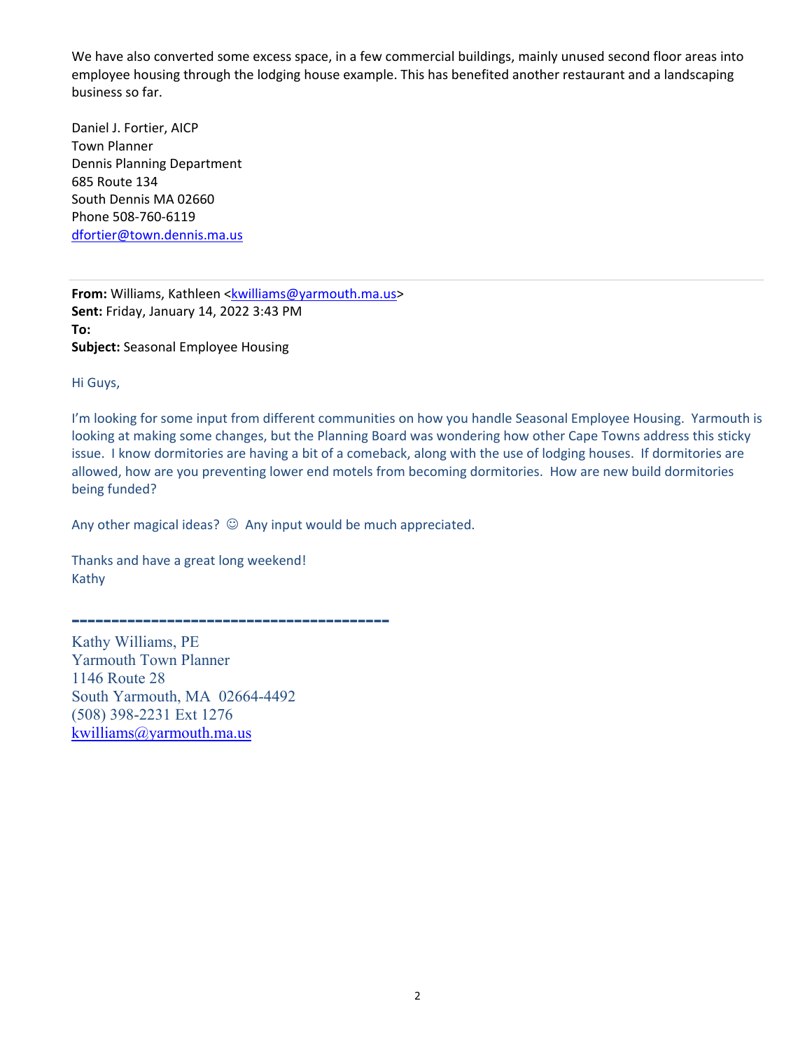We have also converted some excess space, in a few commercial buildings, mainly unused second floor areas into employee housing through the lodging house example. This has benefited another restaurant and a landscaping business so far.

Daniel J. Fortier, AICP  
Town Planner  
Dennis Planning Department  
685 Route 134  
South Dennis MA 02660  
Phone 508-760-6119  
dfortier@town.dennis.ma.us

---

**From:** Williams, Kathleen <kwilliams@yarmouth.ma.us>  
**Sent:** Friday, January 14, 2022 3:43 PM  
**To:**  
**Subject:** Seasonal Employee Housing

Hi Guys,

I'm looking for some input from different communities on how you handle Seasonal Employee Housing. Yarmouth is looking at making some changes, but the Planning Board was wondering how other Cape Towns address this sticky issue. I know dormitories are having a bit of a comeback, along with the use of lodging houses. If dormitories are allowed, how are you preventing lower end motels from becoming dormitories. How are new build dormitories being funded?

Any other magical ideas? ☺ Any input would be much appreciated.

Thanks and have a great long weekend!  
Kathy

----------------------------------------

Kathy Williams, PE  
Yarmouth Town Planner  
1146 Route 28  
South Yarmouth, MA 02664-4492  
(508) 398-2231 Ext 1276  
kwilliams@yarmouth.ma.us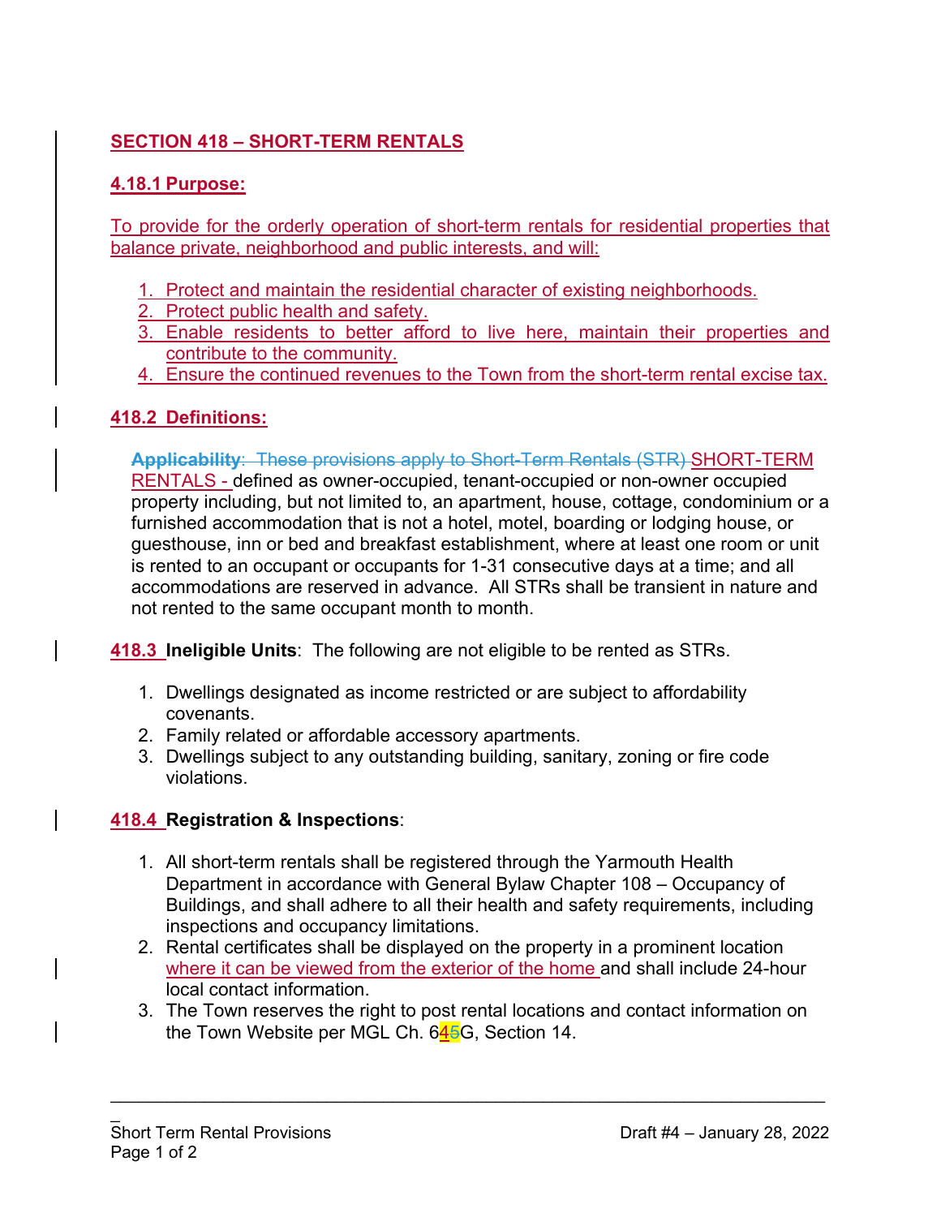## SECTION 418 – SHORT-TERM RENTALS

### 4.18.1 Purpose:

To provide for the orderly operation of short-term rentals for residential properties that balance private, neighborhood and public interests, and will:

1. Protect and maintain the residential character of existing neighborhoods.
2. Protect public health and safety.
3. Enable residents to better afford to live here, maintain their properties and contribute to the community.
4. Ensure the continued revenues to the Town from the short-term rental excise tax.

### 418.2 Definitions:

~~**Applicability**: These provisions apply to Short-Term Rentals (STR)~~ SHORT-TERM RENTALS - defined as owner-occupied, tenant-occupied or non-owner occupied property including, but not limited to, an apartment, house, cottage, condominium or a furnished accommodation that is not a hotel, motel, boarding or lodging house, or guesthouse, inn or bed and breakfast establishment, where at least one room or unit is rented to an occupant or occupants for 1-31 consecutive days at a time; and all accommodations are reserved in advance. All STRs shall be transient in nature and not rented to the same occupant month to month.

**418.3 Ineligible Units**: The following are not eligible to be rented as STRs.

1. Dwellings designated as income restricted or are subject to affordability covenants.
2. Family related or affordable accessory apartments.
3. Dwellings subject to any outstanding building, sanitary, zoning or fire code violations.

**418.4 Registration & Inspections**:

1. All short-term rentals shall be registered through the Yarmouth Health Department in accordance with General Bylaw Chapter 108 – Occupancy of Buildings, and shall adhere to all their health and safety requirements, including inspections and occupancy limitations.
2. Rental certificates shall be displayed on the property in a prominent location where it can be viewed from the exterior of the home and shall include 24-hour local contact information.
3. The Town reserves the right to post rental locations and contact information on the Town Website per MGL Ch. 64~~5~~G, Section 14.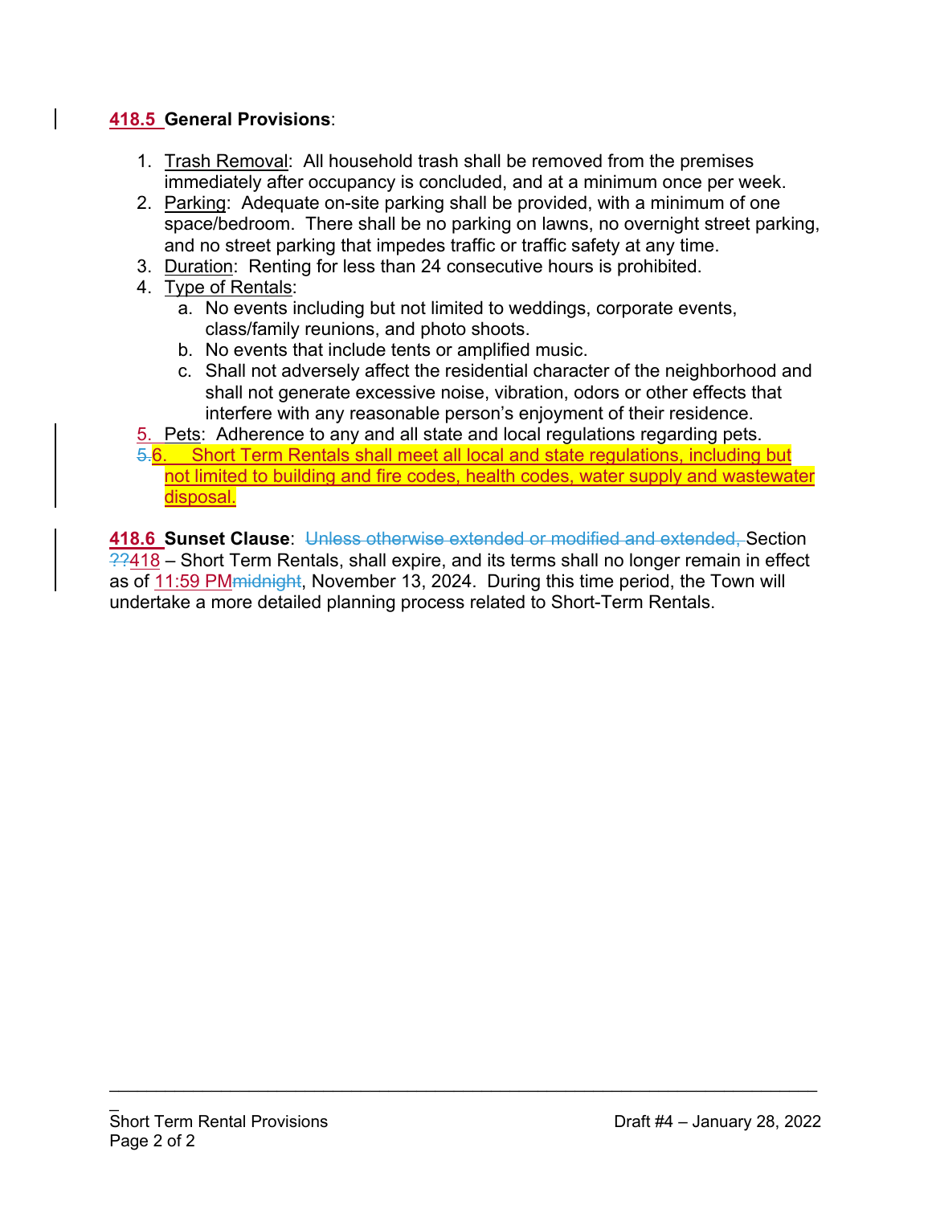**418.5 General Provisions**:

1. Trash Removal: All household trash shall be removed from the premises immediately after occupancy is concluded, and at a minimum once per week.
2. Parking: Adequate on-site parking shall be provided, with a minimum of one space/bedroom. There shall be no parking on lawns, no overnight street parking, and no street parking that impedes traffic or traffic safety at any time.
3. Duration: Renting for less than 24 consecutive hours is prohibited.
4. Type of Rentals:
   a. No events including but not limited to weddings, corporate events, class/family reunions, and photo shoots.
   b. No events that include tents or amplified music.
   c. Shall not adversely affect the residential character of the neighborhood and shall not generate excessive noise, vibration, odors or other effects that interfere with any reasonable person's enjoyment of their residence.
5. Pets: Adherence to any and all state and local regulations regarding pets.
6. Short Term Rentals shall meet all local and state regulations, including but not limited to building and fire codes, health codes, water supply and wastewater disposal.

**418.6 Sunset Clause**: ~~Unless otherwise extended or modified and extended,~~ Section ~~??~~418 – Short Term Rentals, shall expire, and its terms shall no longer remain in effect as of 11:59 PM~~midnight~~, November 13, 2024. During this time period, the Town will undertake a more detailed planning process related to Short-Term Rentals.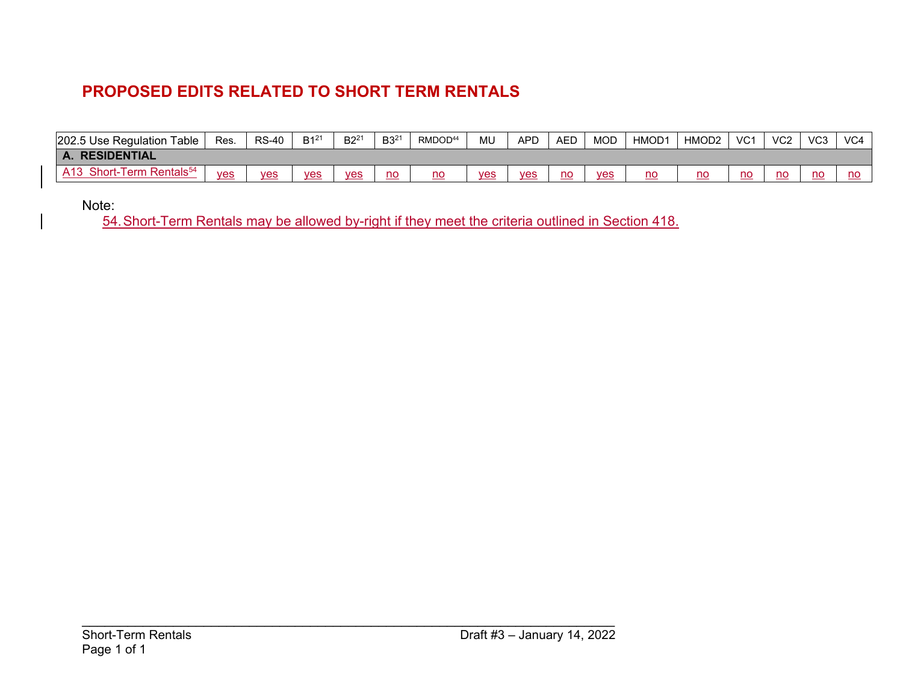# PROPOSED EDITS RELATED TO SHORT TERM RENTALS

| 202.5 Use Regulation Table | Res. | RS-40 | B1[21] | B2[21] | B3[21] | RMDOD[44] | MU | APD | AED | MOD | HMOD1 | HMOD2 | VC1 | VC2 | VC3 | VC4 |
|---|---|---|---|---|---|---|---|---|---|---|---|---|---|---|---|---|
| **A. RESIDENTIAL** | | | | | | | | | | | | | | | | |
| A13 Short-Term Rentals[54] | yes | yes | yes | yes | no | no | yes | yes | no | yes | no | no | no | no | no | no |

Note:

54. Short-Term Rentals may be allowed by-right if they meet the criteria outlined in Section 418.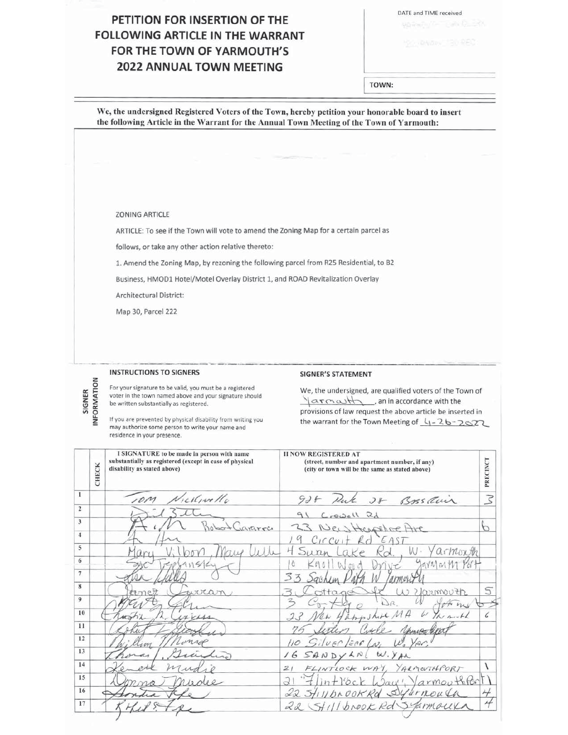# PETITION FOR INSERTION OF THE FOLLOWING ARTICLE IN THE WARRANT FOR THE TOWN OF YARMOUTH'S 2022 ANNUAL TOWN MEETING

DATE and TIME received

TOWN:

**We, the undersigned Registered Voters of the Town, hereby petition your honorable board to insert the following Article in the Warrant for the Annual Town Meeting of the Town of Yarmouth:**

ZONING ARTICLE

ARTICLE: To see if the Town will vote to amend the Zoning Map for a certain parcel as follows, or take any other action relative thereto:

1. Amend the Zoning Map, by rezoning the following parcel from R25 Residential, to B2 Business, HMOD1 Hotel/Motel Overlay District 1, and ROAD Revitalization Overlay Architectural District:

Map 30, Parcel 222

**SIGNER INFORMATION**

**INSTRUCTIONS TO SIGNERS**

For your signature to be valid, you must be a registered voter in the town named above and your signature should be written substantially as registered.

If you are prevented by physical disability from writing you may authorize some person to write your name and residence in your presence.

**SIGNER'S STATEMENT**

We, the undersigned, are qualified voters of the Town of Yarmouth, an in accordance with the provisions of law request the above article be inserted in the warrant for the Town Meeting of 4-26-2022

| | CHECK | I SIGNATURE to be made in person with name substantially as registered (except in case of physical disability as stated above) | II NOW REGISTERED AT (street, number and apartment number, if any) (city or town will be the same as stated above) | PRECINCT |
|---|---|---|---|---|
| 1 | | Tom Nicklinello | 92 Park St Bass River | 3 |
| 2 | | | 91 Crowell Rd | |
| 3 | | Robert Carrara | 23 New Hampshire Ave | 6 |
| 4 | | | 19 Circuit Rd EAST | |
| 5 | | Mary Vilbon, Mary Ville | 4 Swan Lake Rd. W. Yarmouth | |
| 6 | | | 10 Knoll Wood Drive Yarmouth Port | |
| 7 | | | 33 Sachem Path W Yarmouth | |
| 8 | | Janet Curran | 3 Cottage St W Yarmouth | 5 |
| 9 | | | 3 Cottage Dr. W Yarmouth | 5 |
| 10 | | | 23 New Hampshire MA W Yarmouth | 6 |
| 11 | | | 76 Sisters Circle Yarmouth Port | |
| 12 | | William Monroe | 110 Silver Leaf Ln, W. Yar. | |
| 13 | | Thomas | 16 SANDY LN W. YAR | |
| 14 | | Kenneth Mudie | 21 FLINTLOCK WAY, YARMOUTHPORT | 1 |
| 15 | | Donna Mudie | 21 Flintlock Way, Yarmouth Port | 1 |
| 16 | | | 22 Hillbrook Rd S Yarmouth | 4 |
| 17 | | | 22 Hillbrook Rd S Yarmouth | 4 |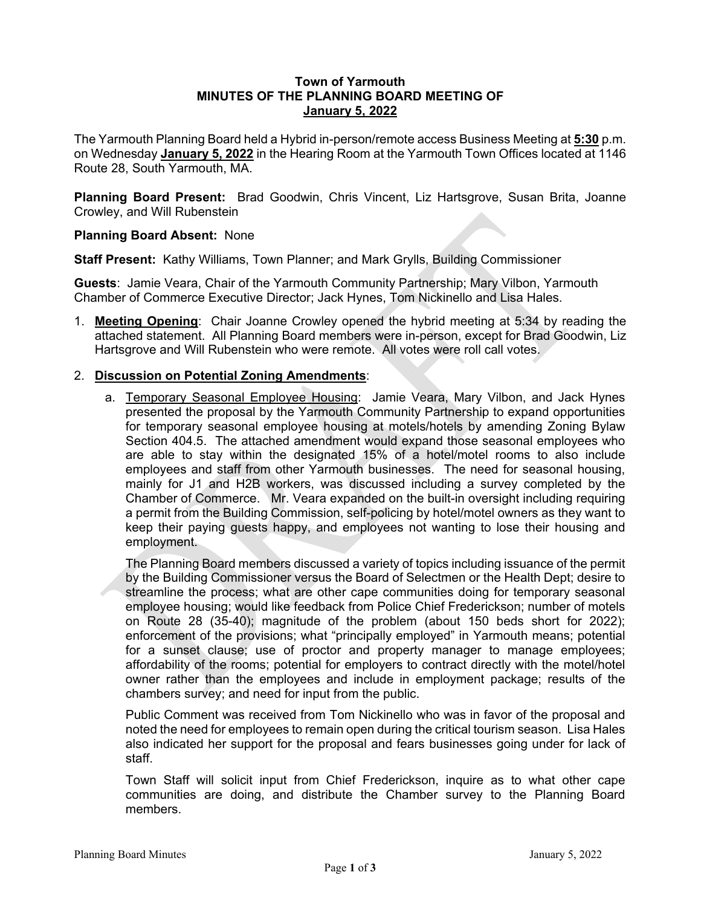**Town of Yarmouth**
**MINUTES OF THE PLANNING BOARD MEETING OF**
**January 5, 2022**

The Yarmouth Planning Board held a Hybrid in-person/remote access Business Meeting at **5:30** p.m. on Wednesday **January 5, 2022** in the Hearing Room at the Yarmouth Town Offices located at 1146 Route 28, South Yarmouth, MA.

**Planning Board Present:** Brad Goodwin, Chris Vincent, Liz Hartsgrove, Susan Brita, Joanne Crowley, and Will Rubenstein

**Planning Board Absent:** None

**Staff Present:** Kathy Williams, Town Planner; and Mark Grylls, Building Commissioner

**Guests**: Jamie Veara, Chair of the Yarmouth Community Partnership; Mary Vilbon, Yarmouth Chamber of Commerce Executive Director; Jack Hynes, Tom Nickinello and Lisa Hales.

1. **Meeting Opening**: Chair Joanne Crowley opened the hybrid meeting at 5:34 by reading the attached statement. All Planning Board members were in-person, except for Brad Goodwin, Liz Hartsgrove and Will Rubenstein who were remote. All votes were roll call votes.

2. **Discussion on Potential Zoning Amendments**:

   a. Temporary Seasonal Employee Housing: Jamie Veara, Mary Vilbon, and Jack Hynes presented the proposal by the Yarmouth Community Partnership to expand opportunities for temporary seasonal employee housing at motels/hotels by amending Zoning Bylaw Section 404.5. The attached amendment would expand those seasonal employees who are able to stay within the designated 15% of a hotel/motel rooms to also include employees and staff from other Yarmouth businesses. The need for seasonal housing, mainly for J1 and H2B workers, was discussed including a survey completed by the Chamber of Commerce. Mr. Veara expanded on the built-in oversight including requiring a permit from the Building Commission, self-policing by hotel/motel owners as they want to keep their paying guests happy, and employees not wanting to lose their housing and employment.

      The Planning Board members discussed a variety of topics including issuance of the permit by the Building Commissioner versus the Board of Selectmen or the Health Dept; desire to streamline the process; what are other cape communities doing for temporary seasonal employee housing; would like feedback from Police Chief Frederickson; number of motels on Route 28 (35-40); magnitude of the problem (about 150 beds short for 2022); enforcement of the provisions; what "principally employed" in Yarmouth means; potential for a sunset clause; use of proctor and property manager to manage employees; affordability of the rooms; potential for employers to contract directly with the motel/hotel owner rather than the employees and include in employment package; results of the chambers survey; and need for input from the public.

      Public Comment was received from Tom Nickinello who was in favor of the proposal and noted the need for employees to remain open during the critical tourism season. Lisa Hales also indicated her support for the proposal and fears businesses going under for lack of staff.

      Town Staff will solicit input from Chief Frederickson, inquire as to what other cape communities are doing, and distribute the Chamber survey to the Planning Board members.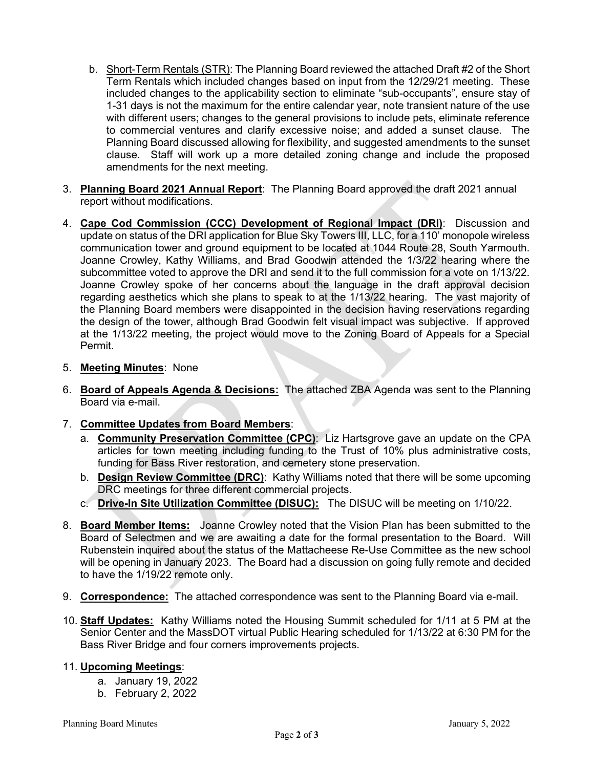b. Short-Term Rentals (STR): The Planning Board reviewed the attached Draft #2 of the Short Term Rentals which included changes based on input from the 12/29/21 meeting. These included changes to the applicability section to eliminate "sub-occupants", ensure stay of 1-31 days is not the maximum for the entire calendar year, note transient nature of the use with different users; changes to the general provisions to include pets, eliminate reference to commercial ventures and clarify excessive noise; and added a sunset clause. The Planning Board discussed allowing for flexibility, and suggested amendments to the sunset clause. Staff will work up a more detailed zoning change and include the proposed amendments for the next meeting.

3. **Planning Board 2021 Annual Report**: The Planning Board approved the draft 2021 annual report without modifications.

4. **Cape Cod Commission (CCC) Development of Regional Impact (DRI)**: Discussion and update on status of the DRI application for Blue Sky Towers III, LLC, for a 110' monopole wireless communication tower and ground equipment to be located at 1044 Route 28, South Yarmouth. Joanne Crowley, Kathy Williams, and Brad Goodwin attended the 1/3/22 hearing where the subcommittee voted to approve the DRI and send it to the full commission for a vote on 1/13/22. Joanne Crowley spoke of her concerns about the language in the draft approval decision regarding aesthetics which she plans to speak to at the 1/13/22 hearing. The vast majority of the Planning Board members were disappointed in the decision having reservations regarding the design of the tower, although Brad Goodwin felt visual impact was subjective. If approved at the 1/13/22 meeting, the project would move to the Zoning Board of Appeals for a Special Permit.

5. **Meeting Minutes**: None

6. **Board of Appeals Agenda & Decisions:** The attached ZBA Agenda was sent to the Planning Board via e-mail.

7. **Committee Updates from Board Members**:
   a. **Community Preservation Committee (CPC)**: Liz Hartsgrove gave an update on the CPA articles for town meeting including funding to the Trust of 10% plus administrative costs, funding for Bass River restoration, and cemetery stone preservation.
   b. **Design Review Committee (DRC)**: Kathy Williams noted that there will be some upcoming DRC meetings for three different commercial projects.
   c. **Drive-In Site Utilization Committee (DISUC):** The DISUC will be meeting on 1/10/22.

8. **Board Member Items:** Joanne Crowley noted that the Vision Plan has been submitted to the Board of Selectmen and we are awaiting a date for the formal presentation to the Board. Will Rubenstein inquired about the status of the Mattacheese Re-Use Committee as the new school will be opening in January 2023. The Board had a discussion on going fully remote and decided to have the 1/19/22 remote only.

9. **Correspondence:** The attached correspondence was sent to the Planning Board via e-mail.

10. **Staff Updates:** Kathy Williams noted the Housing Summit scheduled for 1/11 at 5 PM at the Senior Center and the MassDOT virtual Public Hearing scheduled for 1/13/22 at 6:30 PM for the Bass River Bridge and four corners improvements projects.

11. **Upcoming Meetings**:
    a. January 19, 2022
    b. February 2, 2022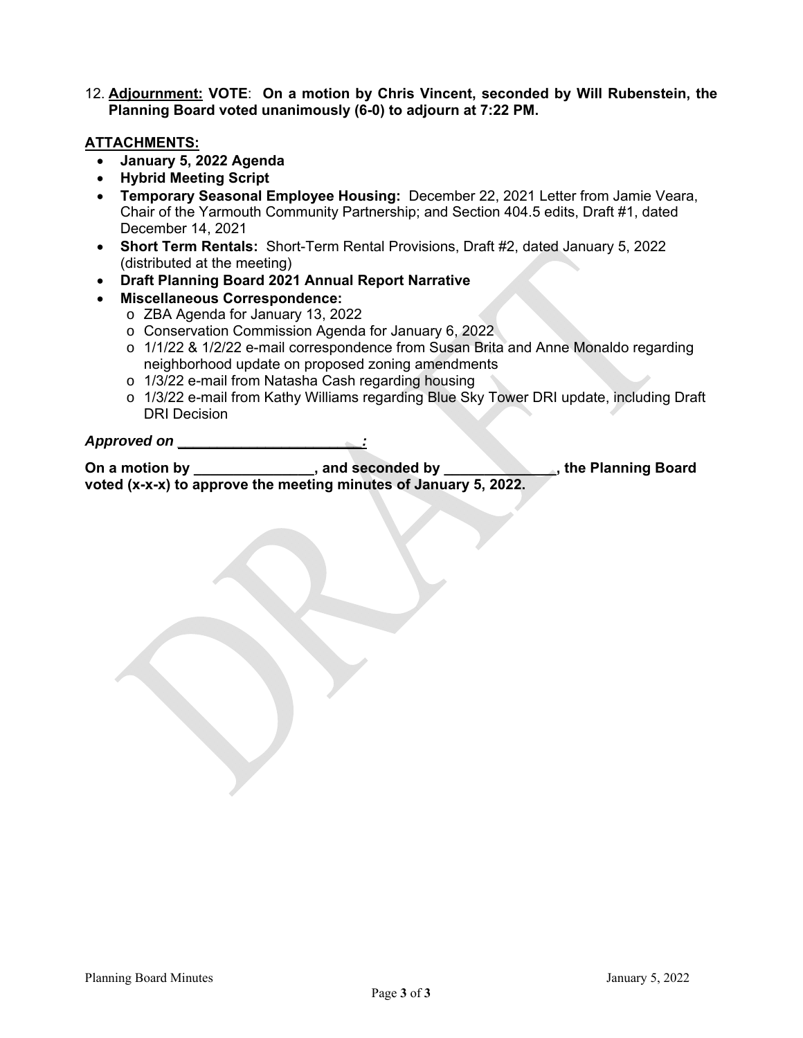12. **Adjournment: VOTE**: **On a motion by Chris Vincent, seconded by Will Rubenstein, the Planning Board voted unanimously (6-0) to adjourn at 7:22 PM.**

**ATTACHMENTS:**

- **January 5, 2022 Agenda**
- **Hybrid Meeting Script**
- **Temporary Seasonal Employee Housing:** December 22, 2021 Letter from Jamie Veara, Chair of the Yarmouth Community Partnership; and Section 404.5 edits, Draft #1, dated December 14, 2021
- **Short Term Rentals:** Short-Term Rental Provisions, Draft #2, dated January 5, 2022 (distributed at the meeting)
- **Draft Planning Board 2021 Annual Report Narrative**
- **Miscellaneous Correspondence:**
  - ZBA Agenda for January 13, 2022
  - Conservation Commission Agenda for January 6, 2022
  - 1/1/22 & 1/2/22 e-mail correspondence from Susan Brita and Anne Monaldo regarding neighborhood update on proposed zoning amendments
  - 1/3/22 e-mail from Natasha Cash regarding housing
  - 1/3/22 e-mail from Kathy Williams regarding Blue Sky Tower DRI update, including Draft DRI Decision

***Approved on \_\_\_\_\_\_\_\_\_\_\_\_\_\_\_\_\_\_\_\_\_\_\_:***

**On a motion by \_\_\_\_\_\_\_\_\_\_\_\_\_\_\_, and seconded by \_\_\_\_\_\_\_\_\_\_\_\_\_\_, the Planning Board voted (x-x-x) to approve the meeting minutes of January 5, 2022.**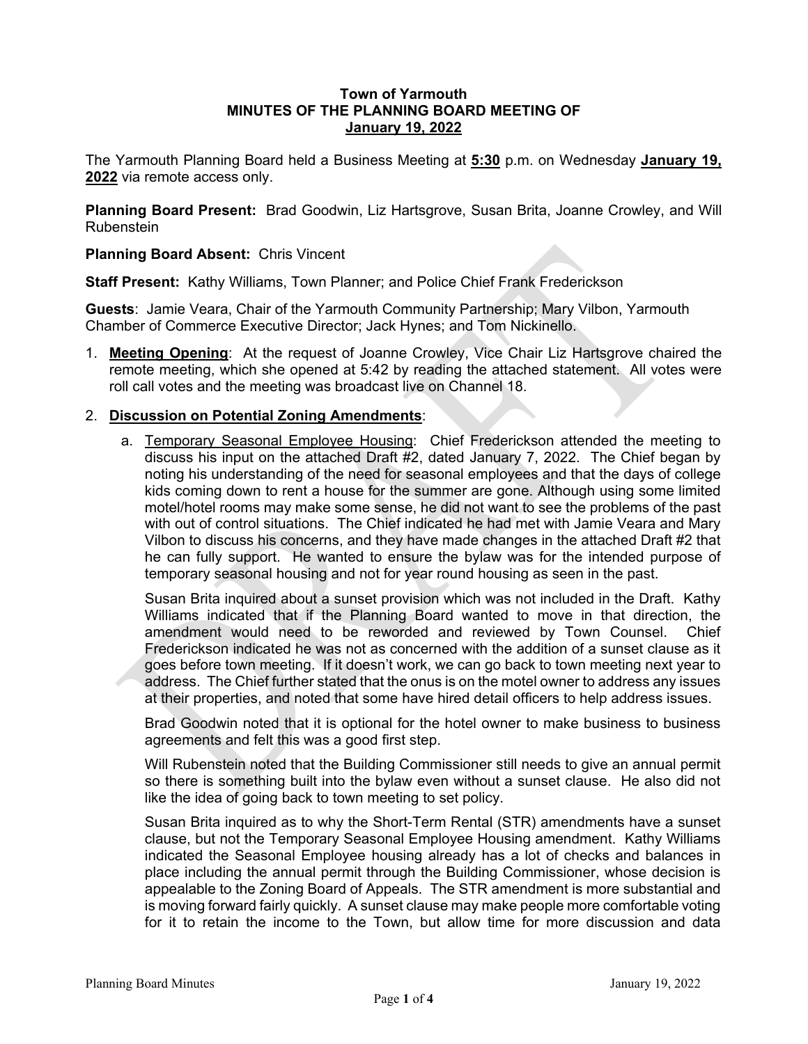**Town of Yarmouth**
**MINUTES OF THE PLANNING BOARD MEETING OF**
**January 19, 2022**

The Yarmouth Planning Board held a Business Meeting at **5:30** p.m. on Wednesday **January 19, 2022** via remote access only.

**Planning Board Present:** Brad Goodwin, Liz Hartsgrove, Susan Brita, Joanne Crowley, and Will Rubenstein

**Planning Board Absent:** Chris Vincent

**Staff Present:** Kathy Williams, Town Planner; and Police Chief Frank Frederickson

**Guests**: Jamie Veara, Chair of the Yarmouth Community Partnership; Mary Vilbon, Yarmouth Chamber of Commerce Executive Director; Jack Hynes; and Tom Nickinello.

1. **Meeting Opening**: At the request of Joanne Crowley, Vice Chair Liz Hartsgrove chaired the remote meeting, which she opened at 5:42 by reading the attached statement. All votes were roll call votes and the meeting was broadcast live on Channel 18.

2. **Discussion on Potential Zoning Amendments**:

   a. Temporary Seasonal Employee Housing: Chief Frederickson attended the meeting to discuss his input on the attached Draft #2, dated January 7, 2022. The Chief began by noting his understanding of the need for seasonal employees and that the days of college kids coming down to rent a house for the summer are gone. Although using some limited motel/hotel rooms may make some sense, he did not want to see the problems of the past with out of control situations. The Chief indicated he had met with Jamie Veara and Mary Vilbon to discuss his concerns, and they have made changes in the attached Draft #2 that he can fully support. He wanted to ensure the bylaw was for the intended purpose of temporary seasonal housing and not for year round housing as seen in the past.

      Susan Brita inquired about a sunset provision which was not included in the Draft. Kathy Williams indicated that if the Planning Board wanted to move in that direction, the amendment would need to be reworded and reviewed by Town Counsel. Chief Frederickson indicated he was not as concerned with the addition of a sunset clause as it goes before town meeting. If it doesn't work, we can go back to town meeting next year to address. The Chief further stated that the onus is on the motel owner to address any issues at their properties, and noted that some have hired detail officers to help address issues.

      Brad Goodwin noted that it is optional for the hotel owner to make business to business agreements and felt this was a good first step.

      Will Rubenstein noted that the Building Commissioner still needs to give an annual permit so there is something built into the bylaw even without a sunset clause. He also did not like the idea of going back to town meeting to set policy.

      Susan Brita inquired as to why the Short-Term Rental (STR) amendments have a sunset clause, but not the Temporary Seasonal Employee Housing amendment. Kathy Williams indicated the Seasonal Employee housing already has a lot of checks and balances in place including the annual permit through the Building Commissioner, whose decision is appealable to the Zoning Board of Appeals. The STR amendment is more substantial and is moving forward fairly quickly. A sunset clause may make people more comfortable voting for it to retain the income to the Town, but allow time for more discussion and data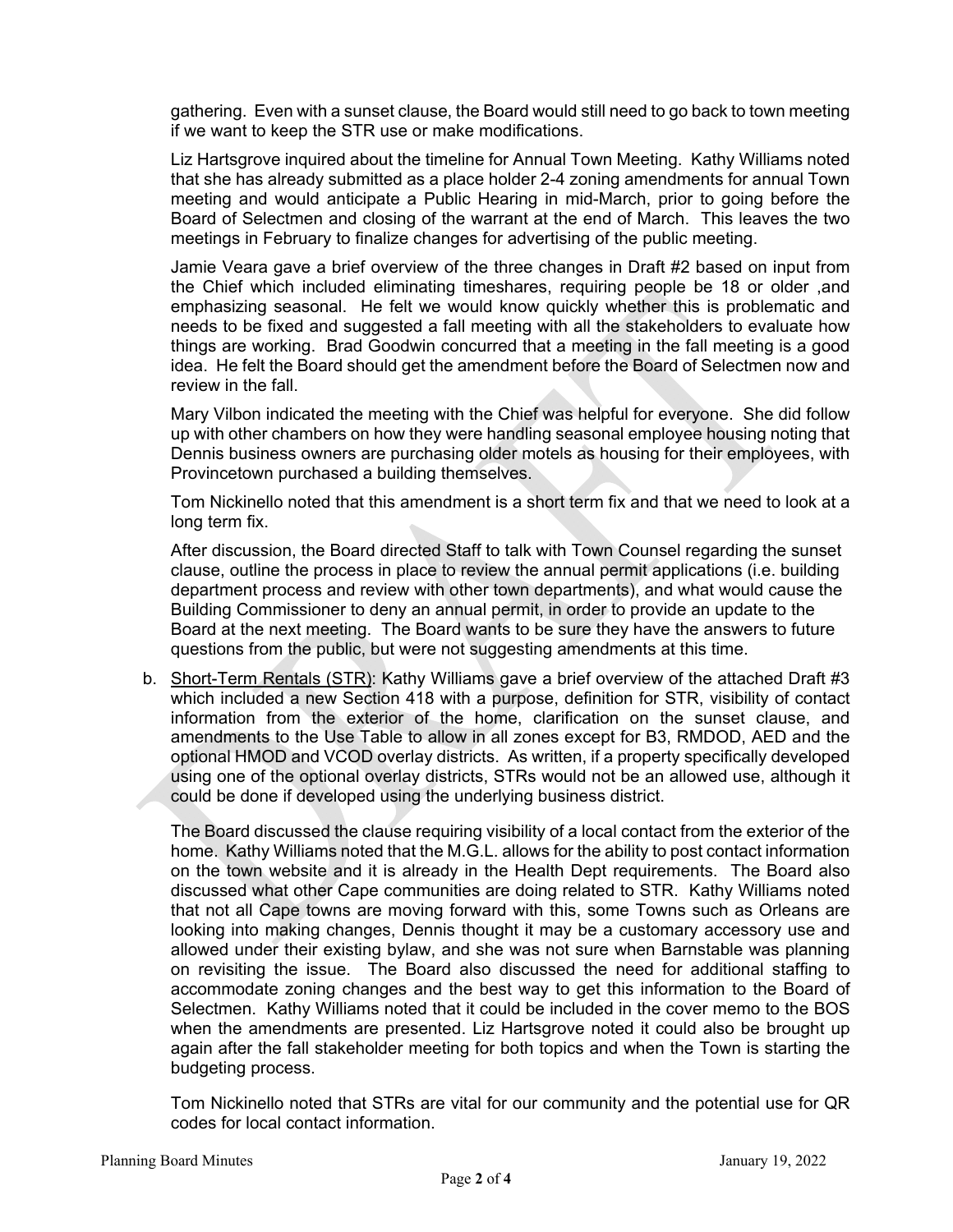gathering. Even with a sunset clause, the Board would still need to go back to town meeting if we want to keep the STR use or make modifications.

Liz Hartsgrove inquired about the timeline for Annual Town Meeting. Kathy Williams noted that she has already submitted as a place holder 2-4 zoning amendments for annual Town meeting and would anticipate a Public Hearing in mid-March, prior to going before the Board of Selectmen and closing of the warrant at the end of March. This leaves the two meetings in February to finalize changes for advertising of the public meeting.

Jamie Veara gave a brief overview of the three changes in Draft #2 based on input from the Chief which included eliminating timeshares, requiring people be 18 or older ,and emphasizing seasonal. He felt we would know quickly whether this is problematic and needs to be fixed and suggested a fall meeting with all the stakeholders to evaluate how things are working. Brad Goodwin concurred that a meeting in the fall meeting is a good idea. He felt the Board should get the amendment before the Board of Selectmen now and review in the fall.

Mary Vilbon indicated the meeting with the Chief was helpful for everyone. She did follow up with other chambers on how they were handling seasonal employee housing noting that Dennis business owners are purchasing older motels as housing for their employees, with Provincetown purchased a building themselves.

Tom Nickinello noted that this amendment is a short term fix and that we need to look at a long term fix.

After discussion, the Board directed Staff to talk with Town Counsel regarding the sunset clause, outline the process in place to review the annual permit applications (i.e. building department process and review with other town departments), and what would cause the Building Commissioner to deny an annual permit, in order to provide an update to the Board at the next meeting. The Board wants to be sure they have the answers to future questions from the public, but were not suggesting amendments at this time.

b. Short-Term Rentals (STR): Kathy Williams gave a brief overview of the attached Draft #3 which included a new Section 418 with a purpose, definition for STR, visibility of contact information from the exterior of the home, clarification on the sunset clause, and amendments to the Use Table to allow in all zones except for B3, RMDOD, AED and the optional HMOD and VCOD overlay districts. As written, if a property specifically developed using one of the optional overlay districts, STRs would not be an allowed use, although it could be done if developed using the underlying business district.

   The Board discussed the clause requiring visibility of a local contact from the exterior of the home. Kathy Williams noted that the M.G.L. allows for the ability to post contact information on the town website and it is already in the Health Dept requirements. The Board also discussed what other Cape communities are doing related to STR. Kathy Williams noted that not all Cape towns are moving forward with this, some Towns such as Orleans are looking into making changes, Dennis thought it may be a customary accessory use and allowed under their existing bylaw, and she was not sure when Barnstable was planning on revisiting the issue. The Board also discussed the need for additional staffing to accommodate zoning changes and the best way to get this information to the Board of Selectmen. Kathy Williams noted that it could be included in the cover memo to the BOS when the amendments are presented. Liz Hartsgrove noted it could also be brought up again after the fall stakeholder meeting for both topics and when the Town is starting the budgeting process.

   Tom Nickinello noted that STRs are vital for our community and the potential use for QR codes for local contact information.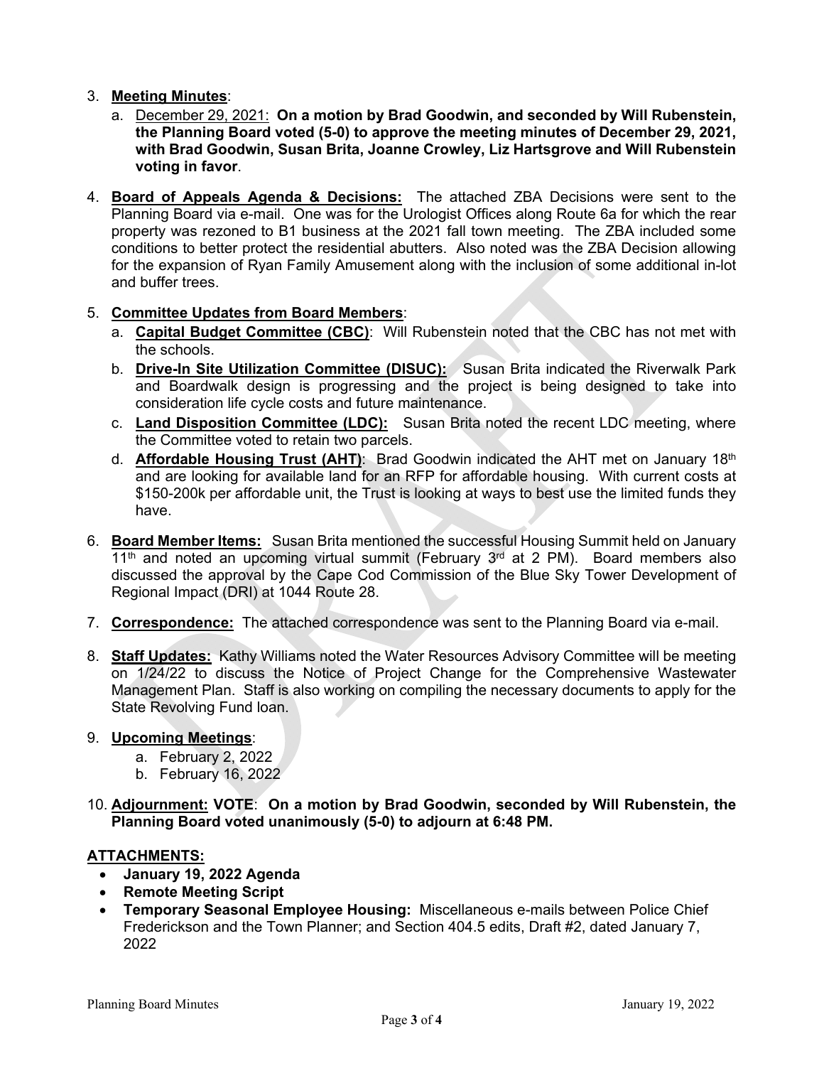3. **Meeting Minutes**:
   a. December 29, 2021: **On a motion by Brad Goodwin, and seconded by Will Rubenstein, the Planning Board voted (5-0) to approve the meeting minutes of December 29, 2021, with Brad Goodwin, Susan Brita, Joanne Crowley, Liz Hartsgrove and Will Rubenstein voting in favor**.

4. **Board of Appeals Agenda & Decisions:** The attached ZBA Decisions were sent to the Planning Board via e-mail. One was for the Urologist Offices along Route 6a for which the rear property was rezoned to B1 business at the 2021 fall town meeting. The ZBA included some conditions to better protect the residential abutters. Also noted was the ZBA Decision allowing for the expansion of Ryan Family Amusement along with the inclusion of some additional in-lot and buffer trees.

5. **Committee Updates from Board Members**:
   a. **Capital Budget Committee (CBC)**: Will Rubenstein noted that the CBC has not met with the schools.
   b. **Drive-In Site Utilization Committee (DISUC):** Susan Brita indicated the Riverwalk Park and Boardwalk design is progressing and the project is being designed to take into consideration life cycle costs and future maintenance.
   c. **Land Disposition Committee (LDC):** Susan Brita noted the recent LDC meeting, where the Committee voted to retain two parcels.
   d. **Affordable Housing Trust (AHT)**: Brad Goodwin indicated the AHT met on January 18th and are looking for available land for an RFP for affordable housing. With current costs at $150-200k per affordable unit, the Trust is looking at ways to best use the limited funds they have.

6. **Board Member Items:** Susan Brita mentioned the successful Housing Summit held on January 11th and noted an upcoming virtual summit (February 3rd at 2 PM). Board members also discussed the approval by the Cape Cod Commission of the Blue Sky Tower Development of Regional Impact (DRI) at 1044 Route 28.

7. **Correspondence:** The attached correspondence was sent to the Planning Board via e-mail.

8. **Staff Updates:** Kathy Williams noted the Water Resources Advisory Committee will be meeting on 1/24/22 to discuss the Notice of Project Change for the Comprehensive Wastewater Management Plan. Staff is also working on compiling the necessary documents to apply for the State Revolving Fund loan.

9. **Upcoming Meetings**:
   a. February 2, 2022
   b. February 16, 2022

10. **Adjournment: VOTE**: **On a motion by Brad Goodwin, seconded by Will Rubenstein, the Planning Board voted unanimously (5-0) to adjourn at 6:48 PM.**

**ATTACHMENTS:**

- **January 19, 2022 Agenda**
- **Remote Meeting Script**
- **Temporary Seasonal Employee Housing:** Miscellaneous e-mails between Police Chief Frederickson and the Town Planner; and Section 404.5 edits, Draft #2, dated January 7, 2022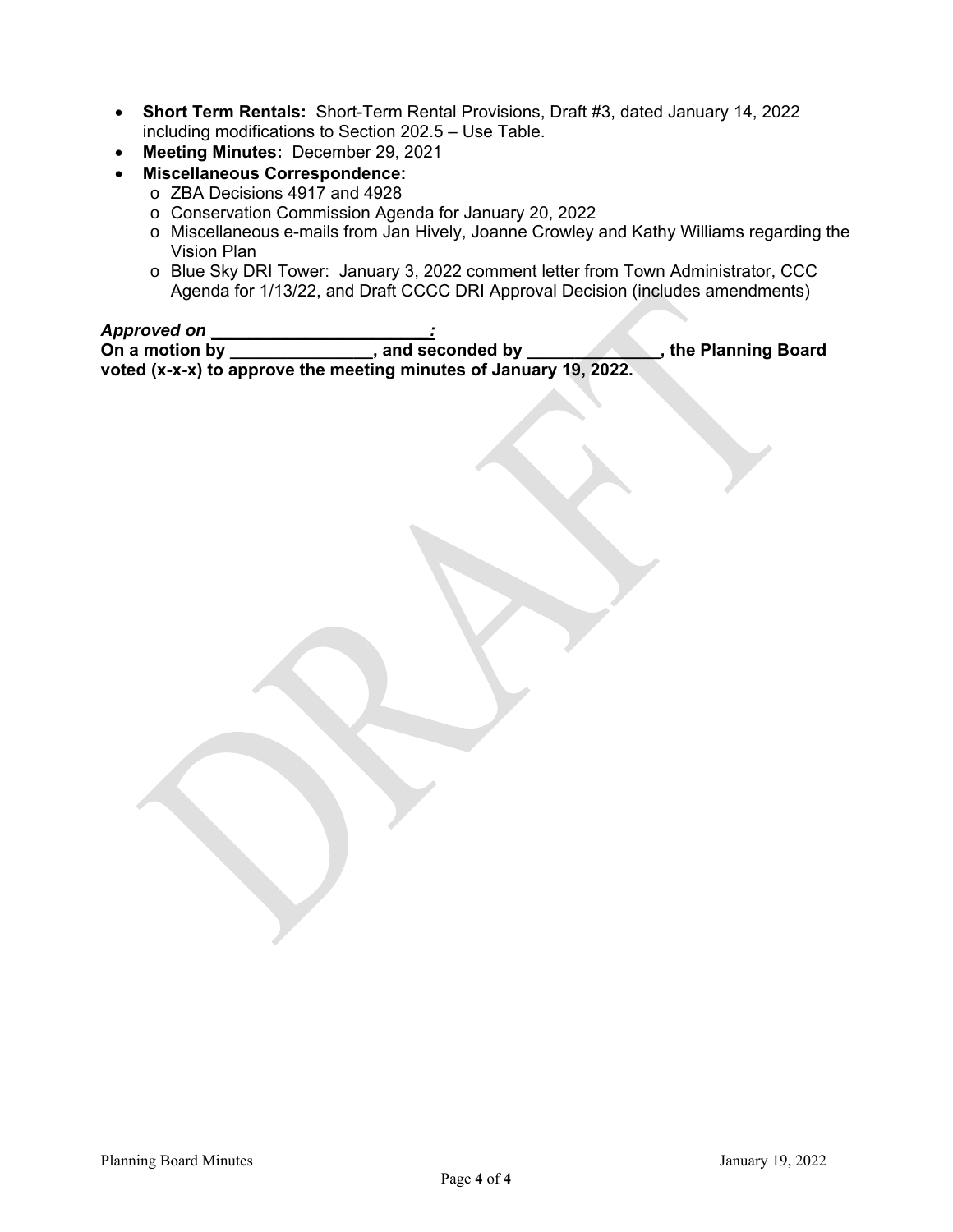- **Short Term Rentals:** Short-Term Rental Provisions, Draft #3, dated January 14, 2022 including modifications to Section 202.5 – Use Table.
- **Meeting Minutes:** December 29, 2021
- **Miscellaneous Correspondence:**
  - ZBA Decisions 4917 and 4928
  - Conservation Commission Agenda for January 20, 2022
  - Miscellaneous e-mails from Jan Hively, Joanne Crowley and Kathy Williams regarding the Vision Plan
  - Blue Sky DRI Tower: January 3, 2022 comment letter from Town Administrator, CCC Agenda for 1/13/22, and Draft CCCC DRI Approval Decision (includes amendments)

***Approved on _______________________:***
**On a motion by _______________, and seconded by ______________, the Planning Board voted (x-x-x) to approve the meeting minutes of January 19, 2022.**